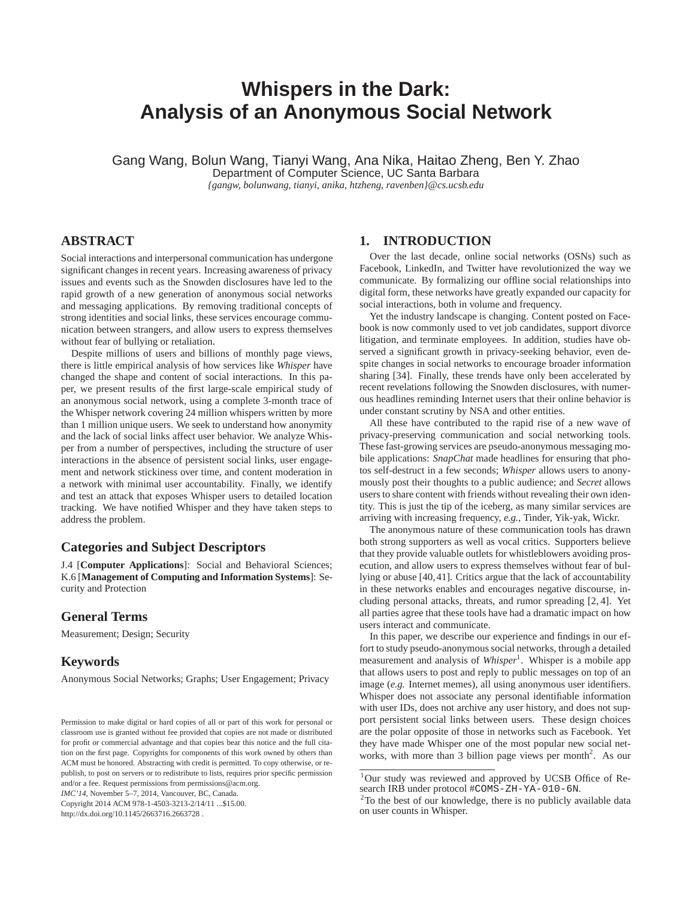# Whispers in the Dark: Analysis of an Anonymous Social Network

Gang Wang, Bolun Wang, Tianyi Wang, Ana Nika, Haitao Zheng, Ben Y. Zhao
Department of Computer Science, UC Santa Barbara
*{gangw, bolunwang, tianyi, anika, htzheng, ravenben}@cs.ucsb.edu*

## ABSTRACT

Social interactions and interpersonal communication has undergone significant changes in recent years. Increasing awareness of privacy issues and events such as the Snowden disclosures have led to the rapid growth of a new generation of anonymous social networks and messaging applications. By removing traditional concepts of strong identities and social links, these services encourage communication between strangers, and allow users to express themselves without fear of bullying or retaliation.

Despite millions of users and billions of monthly page views, there is little empirical analysis of how services like *Whisper* have changed the shape and content of social interactions. In this paper, we present results of the first large-scale empirical study of an anonymous social network, using a complete 3-month trace of the Whisper network covering 24 million whispers written by more than 1 million unique users. We seek to understand how anonymity and the lack of social links affect user behavior. We analyze Whisper from a number of perspectives, including the structure of user interactions in the absence of persistent social links, user engagement and network stickiness over time, and content moderation in a network with minimal user accountability. Finally, we identify and test an attack that exposes Whisper users to detailed location tracking. We have notified Whisper and they have taken steps to address the problem.

### Categories and Subject Descriptors

J.4 [**Computer Applications**]: Social and Behavioral Sciences; K.6 [**Management of Computing and Information Systems**]: Security and Protection

### General Terms

Measurement; Design; Security

### Keywords

Anonymous Social Networks; Graphs; User Engagement; Privacy

Permission to make digital or hard copies of all or part of this work for personal or classroom use is granted without fee provided that copies are not made or distributed for profit or commercial advantage and that copies bear this notice and the full citation on the first page. Copyrights for components of this work owned by others than ACM must be honored. Abstracting with credit is permitted. To copy otherwise, or republish, to post on servers or to redistribute to lists, requires prior specific permission and/or a fee. Request permissions from permissions@acm.org.
*IMC'14*, November 5–7, 2014, Vancouver, BC, Canada.
Copyright 2014 ACM 978-1-4503-3213-2/14/11 ...$15.00.
http://dx.doi.org/10.1145/2663716.2663728 .

## 1. INTRODUCTION

Over the last decade, online social networks (OSNs) such as Facebook, LinkedIn, and Twitter have revolutionized the way we communicate. By formalizing our offline social relationships into digital form, these networks have greatly expanded our capacity for social interactions, both in volume and frequency.

Yet the industry landscape is changing. Content posted on Facebook is now commonly used to vet job candidates, support divorce litigation, and terminate employees. In addition, studies have observed a significant growth in privacy-seeking behavior, even despite changes in social networks to encourage broader information sharing [34]. Finally, these trends have only been accelerated by recent revelations following the Snowden disclosures, with numerous headlines reminding Internet users that their online behavior is under constant scrutiny by NSA and other entities.

All these have contributed to the rapid rise of a new wave of privacy-preserving communication and social networking tools. These fast-growing services are pseudo-anonymous messaging mobile applications: *SnapChat* made headlines for ensuring that photos self-destruct in a few seconds; *Whisper* allows users to anonymously post their thoughts to a public audience; and *Secret* allows users to share content with friends without revealing their own identity. This is just the tip of the iceberg, as many similar services are arriving with increasing frequency, *e.g.*, Tinder, Yik-yak, Wickr.

The anonymous nature of these communication tools has drawn both strong supporters as well as vocal critics. Supporters believe that they provide valuable outlets for whistleblowers avoiding prosecution, and allow users to express themselves without fear of bullying or abuse [40, 41]. Critics argue that the lack of accountability in these networks enables and encourages negative discourse, including personal attacks, threats, and rumor spreading [2, 4]. Yet all parties agree that these tools have had a dramatic impact on how users interact and communicate.

In this paper, we describe our experience and findings in our effort to study pseudo-anonymous social networks, through a detailed measurement and analysis of *Whisper*[1]. Whisper is a mobile app that allows users to post and reply to public messages on top of an image (*e.g.* Internet memes), all using anonymous user identifiers. Whisper does not associate any personal identifiable information with user IDs, does not archive any user history, and does not support persistent social links between users. These design choices are the polar opposite of those in networks such as Facebook. Yet they have made Whisper one of the most popular new social networks, with more than 3 billion page views per month[2]. As our

[1] Our study was reviewed and approved by UCSB Office of Research IRB under protocol #COMS-ZH-YA-010-6N.

[2] To the best of our knowledge, there is no publicly available data on user counts in Whisper.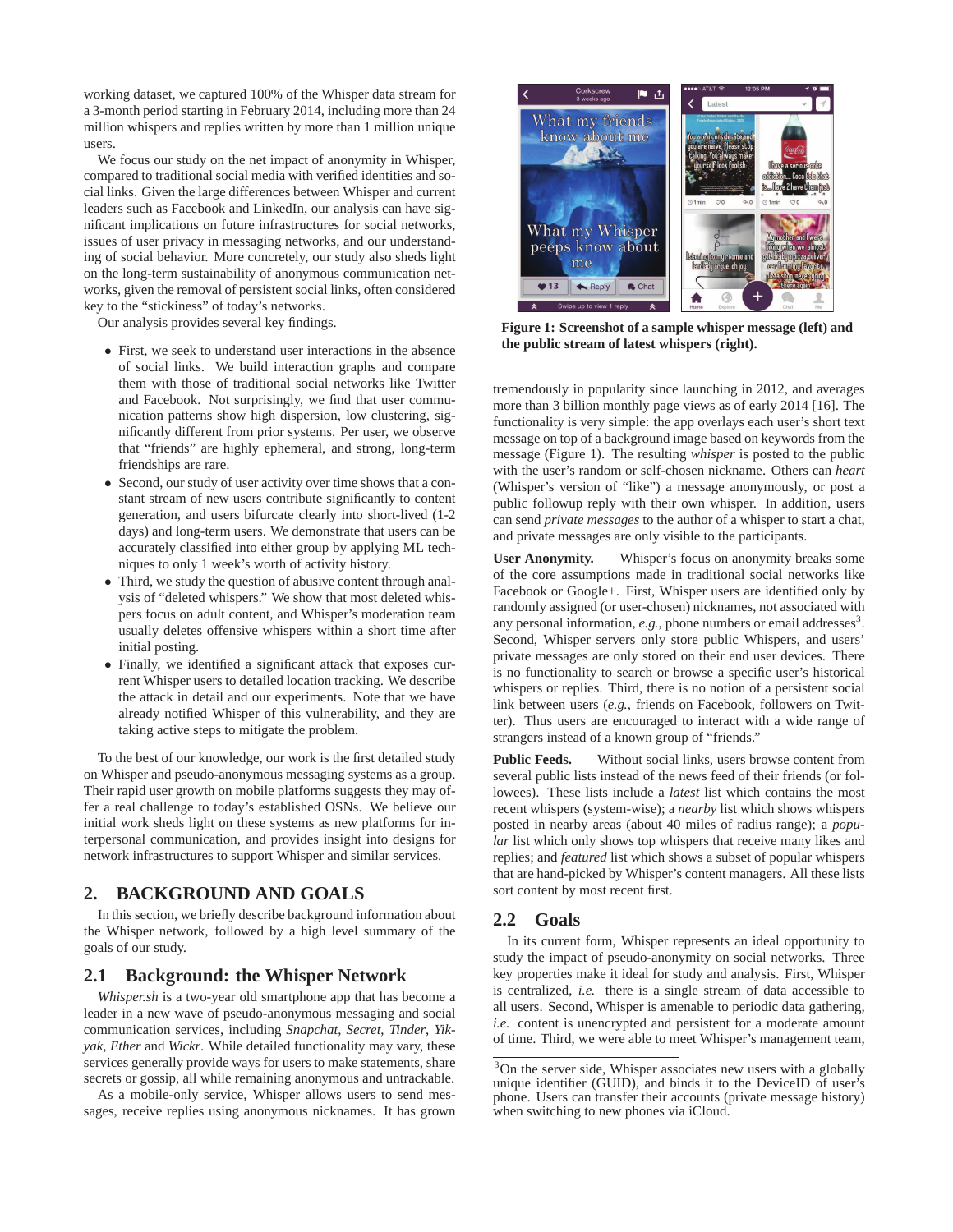working dataset, we captured 100% of the Whisper data stream for a 3-month period starting in February 2014, including more than 24 million whispers and replies written by more than 1 million unique users.

We focus our study on the net impact of anonymity in Whisper, compared to traditional social media with verified identities and social links. Given the large differences between Whisper and current leaders such as Facebook and LinkedIn, our analysis can have significant implications on future infrastructures for social networks, issues of user privacy in messaging networks, and our understanding of social behavior. More concretely, our study also sheds light on the long-term sustainability of anonymous communication networks, given the removal of persistent social links, often considered key to the "stickiness" of today's networks.

Our analysis provides several key findings.

- First, we seek to understand user interactions in the absence of social links. We build interaction graphs and compare them with those of traditional social networks like Twitter and Facebook. Not surprisingly, we find that user communication patterns show high dispersion, low clustering, significantly different from prior systems. Per user, we observe that "friends" are highly ephemeral, and strong, long-term friendships are rare.
- Second, our study of user activity over time shows that a constant stream of new users contribute significantly to content generation, and users bifurcate clearly into short-lived (1-2 days) and long-term users. We demonstrate that users can be accurately classified into either group by applying ML techniques to only 1 week's worth of activity history.
- Third, we study the question of abusive content through analysis of "deleted whispers." We show that most deleted whispers focus on adult content, and Whisper's moderation team usually deletes offensive whispers within a short time after initial posting.
- Finally, we identified a significant attack that exposes current Whisper users to detailed location tracking. We describe the attack in detail and our experiments. Note that we have already notified Whisper of this vulnerability, and they are taking active steps to mitigate the problem.

To the best of our knowledge, our work is the first detailed study on Whisper and pseudo-anonymous messaging systems as a group. Their rapid user growth on mobile platforms suggests they may offer a real challenge to today's established OSNs. We believe our initial work sheds light on these systems as new platforms for interpersonal communication, and provides insight into designs for network infrastructures to support Whisper and similar services.

## 2. BACKGROUND AND GOALS

In this section, we briefly describe background information about the Whisper network, followed by a high level summary of the goals of our study.

### 2.1 Background: the Whisper Network

*Whisper.sh* is a two-year old smartphone app that has become a leader in a new wave of pseudo-anonymous messaging and social communication services, including *Snapchat*, *Secret*, *Tinder*, *Yik-yak*, *Ether* and *Wickr*. While detailed functionality may vary, these services generally provide ways for users to make statements, share secrets or gossip, all while remaining anonymous and untrackable.

As a mobile-only service, Whisper allows users to send messages, receive replies using anonymous nicknames. It has grown tremendously in popularity since launching in 2012, and averages more than 3 billion monthly page views as of early 2014 [16]. The functionality is very simple: the app overlays each user's short text message on top of a background image based on keywords from the message (Figure 1). The resulting *whisper* is posted to the public with the user's random or self-chosen nickname. Others can *heart* (Whisper's version of "like") a message anonymously, or post a public followup reply with their own whisper. In addition, users can send *private messages* to the author of a whisper to start a chat, and private messages are only visible to the participants.

**Figure 1: Screenshot of a sample whisper message (left) and the public stream of latest whispers (right).**

**User Anonymity.** Whisper's focus on anonymity breaks some of the core assumptions made in traditional social networks like Facebook or Google+. First, Whisper users are identified only by randomly assigned (or user-chosen) nicknames, not associated with any personal information, *e.g.*, phone numbers or email addresses[3]. Second, Whisper servers only store public Whispers, and users' private messages are only stored on their end user devices. There is no functionality to search or browse a specific user's historical whispers or replies. Third, there is no notion of a persistent social link between users (*e.g.*, friends on Facebook, followers on Twitter). Thus users are encouraged to interact with a wide range of strangers instead of a known group of "friends."

**Public Feeds.** Without social links, users browse content from several public lists instead of the news feed of their friends (or followees). These lists include a *latest* list which contains the most recent whispers (system-wise); a *nearby* list which shows whispers posted in nearby areas (about 40 miles of radius range); a *popular* list which only shows top whispers that receive many likes and replies; and *featured* list which shows a subset of popular whispers that are hand-picked by Whisper's content managers. All these lists sort content by most recent first.

### 2.2 Goals

In its current form, Whisper represents an ideal opportunity to study the impact of pseudo-anonymity on social networks. Three key properties make it ideal for study and analysis. First, Whisper is centralized, *i.e.* there is a single stream of data accessible to all users. Second, Whisper is amenable to periodic data gathering, *i.e.* content is unencrypted and persistent for a moderate amount of time. Third, we were able to meet Whisper's management team,

[3]On the server side, Whisper associates new users with a globally unique identifier (GUID), and binds it to the DeviceID of user's phone. Users can transfer their accounts (private message history) when switching to new phones via iCloud.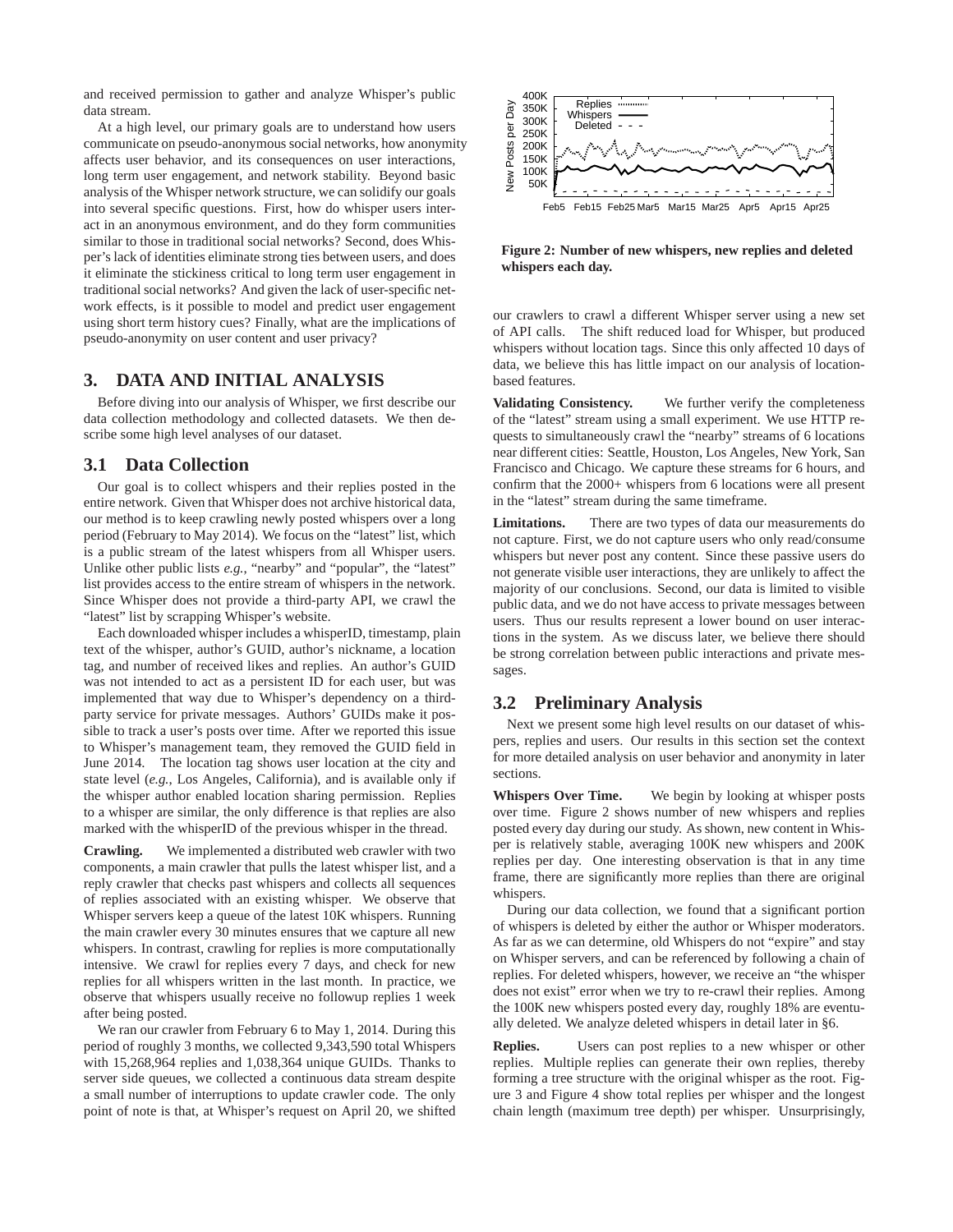and received permission to gather and analyze Whisper's public data stream.

At a high level, our primary goals are to understand how users communicate on pseudo-anonymous social networks, how anonymity affects user behavior, and its consequences on user interactions, long term user engagement, and network stability. Beyond basic analysis of the Whisper network structure, we can solidify our goals into several specific questions. First, how do whisper users interact in an anonymous environment, and do they form communities similar to those in traditional social networks? Second, does Whisper's lack of identities eliminate strong ties between users, and does it eliminate the stickiness critical to long term user engagement in traditional social networks? And given the lack of user-specific network effects, is it possible to model and predict user engagement using short term history cues? Finally, what are the implications of pseudo-anonymity on user content and user privacy?

## 3. DATA AND INITIAL ANALYSIS

Before diving into our analysis of Whisper, we first describe our data collection methodology and collected datasets. We then describe some high level analyses of our dataset.

### 3.1 Data Collection

Our goal is to collect whispers and their replies posted in the entire network. Given that Whisper does not archive historical data, our method is to keep crawling newly posted whispers over a long period (February to May 2014). We focus on the "latest" list, which is a public stream of the latest whispers from all Whisper users. Unlike other public lists *e.g.*, "nearby" and "popular", the "latest" list provides access to the entire stream of whispers in the network. Since Whisper does not provide a third-party API, we crawl the "latest" list by scrapping Whisper's website.

Each downloaded whisper includes a whisperID, timestamp, plain text of the whisper, author's GUID, author's nickname, a location tag, and number of received likes and replies. An author's GUID was not intended to act as a persistent ID for each user, but was implemented that way due to Whisper's dependency on a third-party service for private messages. Authors' GUIDs make it possible to track a user's posts over time. After we reported this issue to Whisper's management team, they removed the GUID field in June 2014. The location tag shows user location at the city and state level (*e.g.*, Los Angeles, California), and is available only if the whisper author enabled location sharing permission. Replies to a whisper are similar, the only difference is that replies are also marked with the whisperID of the previous whisper in the thread.

**Crawling.** We implemented a distributed web crawler with two components, a main crawler that pulls the latest whisper list, and a reply crawler that checks past whispers and collects all sequences of replies associated with an existing whisper. We observe that Whisper servers keep a queue of the latest 10K whispers. Running the main crawler every 30 minutes ensures that we capture all new whispers. In contrast, crawling for replies is more computationally intensive. We crawl for replies every 7 days, and check for new replies for all whispers written in the last month. In practice, we observe that whispers usually receive no followup replies 1 week after being posted.

We ran our crawler from February 6 to May 1, 2014. During this period of roughly 3 months, we collected 9,343,590 total Whispers with 15,268,964 replies and 1,038,364 unique GUIDs. Thanks to server side queues, we collected a continuous data stream despite a small number of interruptions to update crawler code. The only point of note is that, at Whisper's request on April 20, we shifted our crawlers to crawl a different Whisper server using a new set of API calls. The shift reduced load for Whisper, but produced whispers without location tags. Since this only affected 10 days of data, we believe this has little impact on our analysis of location-based features.

**Figure 2: Number of new whispers, new replies and deleted whispers each day.**

**Validating Consistency.** We further verify the completeness of the "latest" stream using a small experiment. We use HTTP requests to simultaneously crawl the "nearby" streams of 6 locations near different cities: Seattle, Houston, Los Angeles, New York, San Francisco and Chicago. We capture these streams for 6 hours, and confirm that the 2000+ whispers from 6 locations were all present in the "latest" stream during the same timeframe.

**Limitations.** There are two types of data our measurements do not capture. First, we do not capture users who only read/consume whispers but never post any content. Since these passive users do not generate visible user interactions, they are unlikely to affect the majority of our conclusions. Second, our data is limited to visible public data, and we do not have access to private messages between users. Thus our results represent a lower bound on user interactions in the system. As we discuss later, we believe there should be strong correlation between public interactions and private messages.

### 3.2 Preliminary Analysis

Next we present some high level results on our dataset of whispers, replies and users. Our results in this section set the context for more detailed analysis on user behavior and anonymity in later sections.

**Whispers Over Time.** We begin by looking at whisper posts over time. Figure 2 shows number of new whispers and replies posted every day during our study. As shown, new content in Whisper is relatively stable, averaging 100K new whispers and 200K replies per day. One interesting observation is that in any time frame, there are significantly more replies than there are original whispers.

During our data collection, we found that a significant portion of whispers is deleted by either the author or Whisper moderators. As far as we can determine, old Whispers do not "expire" and stay on Whisper servers, and can be referenced by following a chain of replies. For deleted whispers, however, we receive an "the whisper does not exist" error when we try to re-crawl their replies. Among the 100K new whispers posted every day, roughly 18% are eventually deleted. We analyze deleted whispers in detail later in §6.

**Replies.** Users can post replies to a new whisper or other replies. Multiple replies can generate their own replies, thereby forming a tree structure with the original whisper as the root. Figure 3 and Figure 4 show total replies per whisper and the longest chain length (maximum tree depth) per whisper. Unsurprisingly,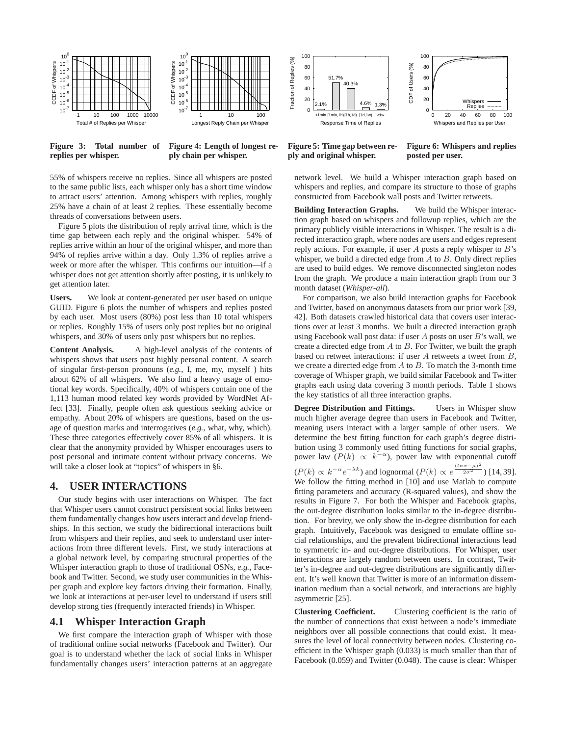10^0
10^-1
10^-2
10^-3
10^-4
10^-5
10^-6
10^-7
CDF of Whispers
1 10 100 1000 10000
Total # of Replies per Whisper

**Figure 3: Total number of replies per whisper.**

10^0
10^-1
10^-2
10^-3
10^-4
10^-5
10^-6
10^-7
CDF of Whispers
1 10 100
Longest Reply Chain per Whisper

**Figure 4: Length of longest reply chain per whisper.**

100
80
60
40
20
0
Fraction of Replies (%)
2.1% 51.7% 40.3% 4.6% 1.3%
<1min [1min,1h) [1h,1d) [1d,1w) ≥1w
Response Time of Replies

**Figure 5: Time gap between reply and original whisper.**

100
80
60
40
20
0
CDF of Users (%)
Whispers
Replies
0 20 40 60 80 100
Whispers and Replies per User

**Figure 6: Whispers and replies posted per user.**

55% of whispers receive no replies. Since all whispers are posted to the same public lists, each whisper only has a short time window to attract users' attention. Among whispers with replies, roughly 25% have a chain of at least 2 replies. These essentially become threads of conversations between users.

Figure 5 plots the distribution of reply arrival time, which is the time gap between each reply and the original whisper. 54% of replies arrive within an hour of the original whisper, and more than 94% of replies arrive within a day. Only 1.3% of replies arrive a week or more after the whisper. This confirms our intuition—if a whisper does not get attention shortly after posting, it is unlikely to get attention later.

**Users.** We look at content-generated per user based on unique GUID. Figure 6 plots the number of whispers and replies posted by each user. Most users (80%) post less than 10 total whispers or replies. Roughly 15% of users only post replies but no original whispers, and 30% of users only post whispers but no replies.

**Content Analysis.** A high-level analysis of the contents of whispers shows that users post highly personal content. A search of singular first-person pronouns (*e.g.*, I, me, my, myself ) hits about 62% of all whispers. We also find a heavy usage of emotional key words. Specifically, 40% of whispers contain one of the 1,113 human mood related key words provided by WordNet Affect [33]. Finally, people often ask questions seeking advice or empathy. About 20% of whispers are questions, based on the usage of question marks and interrogatives (*e.g.*, what, why, which). These three categories effectively cover 85% of all whispers. It is clear that the anonymity provided by Whisper encourages users to post personal and intimate content without privacy concerns. We will take a closer look at "topics" of whispers in §6.

## 4. USER INTERACTIONS

Our study begins with user interactions on Whisper. The fact that Whisper users cannot construct persistent social links between them fundamentally changes how users interact and develop friendships. In this section, we study the bidirectional interactions built from whispers and their replies, and seek to understand user interactions from three different levels. First, we study interactions at a global network level, by comparing structural properties of the Whisper interaction graph to those of traditional OSNs, *e.g.*, Facebook and Twitter. Second, we study user communities in the Whisper graph and explore key factors driving their formation. Finally, we look at interactions at per-user level to understand if users still develop strong ties (frequently interacted friends) in Whisper.

### 4.1 Whisper Interaction Graph

We first compare the interaction graph of Whisper with those of traditional online social networks (Facebook and Twitter). Our goal is to understand whether the lack of social links in Whisper fundamentally changes users' interaction patterns at an aggregate network level. We build a Whisper interaction graph based on whispers and replies, and compare its structure to those of graphs constructed from Facebook wall posts and Twitter retweets.

**Building Interaction Graphs.** We build the Whisper interaction graph based on whispers and followup replies, which are the primary publicly visible interactions in Whisper. The result is a directed interaction graph, where nodes are users and edges represent reply actions. For example, if user $A$ posts a reply whisper to $B$'s whisper, we build a directed edge from $A$ to $B$. Only direct replies are used to build edges. We remove disconnected singleton nodes from the graph. We produce a main interaction graph from our 3 month dataset (*Whisper-all*).

For comparison, we also build interaction graphs for Facebook and Twitter, based on anonymous datasets from our prior work [39, 42]. Both datasets crawled historical data that covers user interactions over at least 3 months. We built a directed interaction graph using Facebook wall post data: if user $A$ posts on user $B$'s wall, we create a directed edge from $A$ to $B$. For Twitter, we built the graph based on retweet interactions: if user $A$ retweets a tweet from $B$, we create a directed edge from $A$ to $B$. To match the 3-month time coverage of Whisper graph, we build similar Facebook and Twitter graphs each using data covering 3 month periods. Table 1 shows the key statistics of all three interaction graphs.

**Degree Distribution and Fittings.** Users in Whisper show much higher average degree than users in Facebook and Twitter, meaning users interact with a larger sample of other users. We determine the best fitting function for each graph's degree distribution using 3 commonly used fitting functions for social graphs, power law ($P(k) \propto k^{-\alpha}$), power law with exponential cutoff ($P(k) \propto k^{-\alpha}e^{-\lambda k}$) and lognormal ($P(k) \propto e^{\frac{(ln x-\mu)^2}{2\sigma^2}}$) [14, 39]. We follow the fitting method in [10] and use Matlab to compute fitting parameters and accuracy (R-squared values), and show the results in Figure 7. For both the Whisper and Facebook graphs, the out-degree distribution looks similar to the in-degree distribution. For brevity, we only show the in-degree distribution for each graph. Intuitively, Facebook was designed to emulate offline social relationships, and the prevalent bidirectional interactions lead to symmetric in- and out-degree distributions. For Whisper, user interactions are largely random between users. In contrast, Twitter's in-degree and out-degree distributions are significantly different. It's well known that Twitter is more of an information dissemination medium than a social network, and interactions are highly asymmetric [25].

**Clustering Coefficient.** Clustering coefficient is the ratio of the number of connections that exist between a node's immediate neighbors over all possible connections that could exist. It measures the level of local connectivity between nodes. Clustering coefficient in the Whisper graph (0.033) is much smaller than that of Facebook (0.059) and Twitter (0.048). The cause is clear: Whisper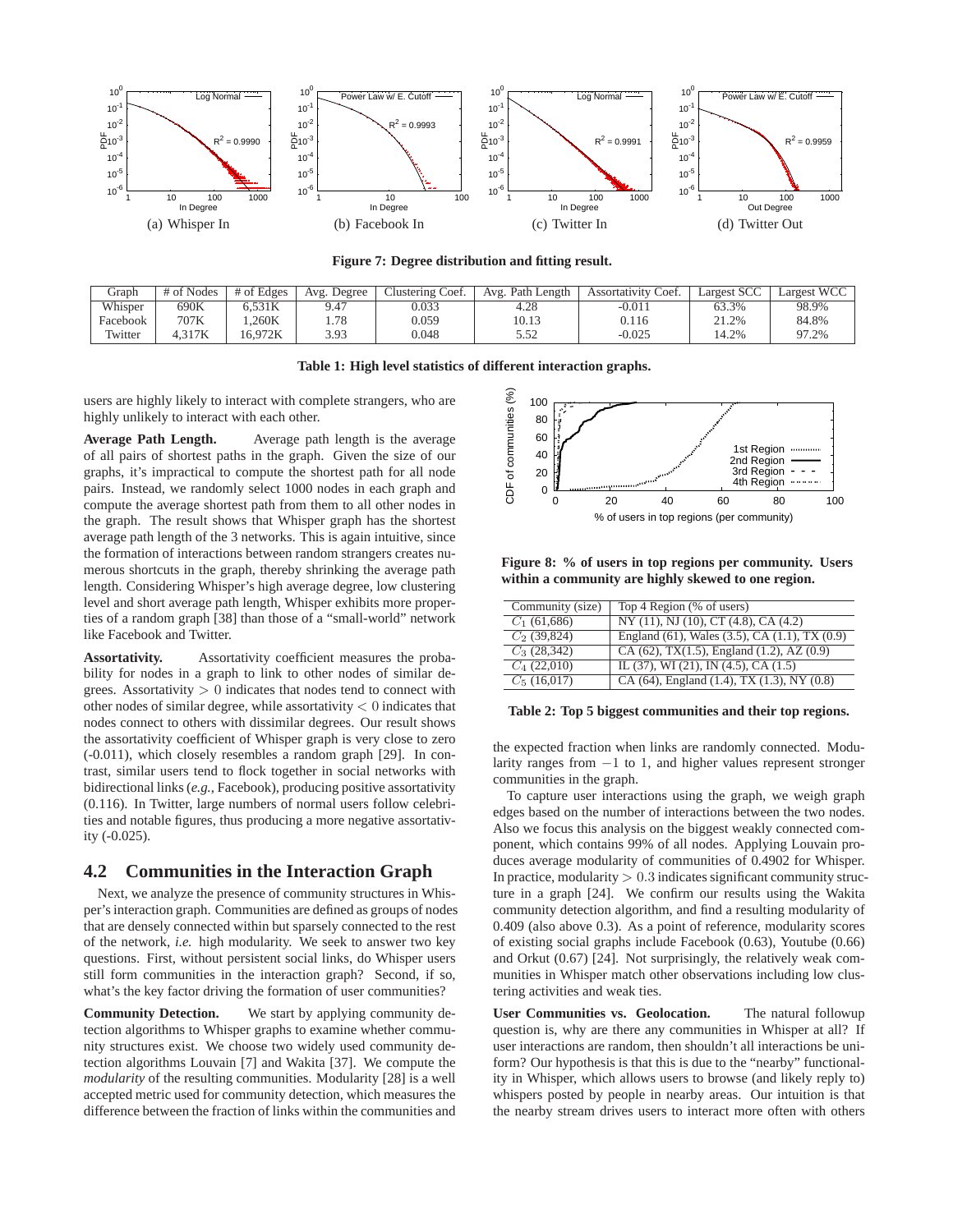(a) Whisper In (b) Facebook In (c) Twitter In (d) Twitter Out

**Figure 7: Degree distribution and fitting result.**

| Graph | # of Nodes | # of Edges | Avg. Degree | Clustering Coef. | Avg. Path Length | Assortativity Coef. | Largest SCC | Largest WCC |
|---|---|---|---|---|---|---|---|---|
| Whisper | 690K | 6,531K | 9.47 | 0.033 | 4.28 | -0.011 | 63.3% | 98.9% |
| Facebook | 707K | 1,260K | 1.78 | 0.059 | 10.13 | 0.116 | 21.2% | 84.8% |
| Twitter | 4,317K | 16,972K | 3.93 | 0.048 | 5.52 | -0.025 | 14.2% | 97.2% |

**Table 1: High level statistics of different interaction graphs.**

users are highly likely to interact with complete strangers, who are highly unlikely to interact with each other.

**Average Path Length.** Average path length is the average of all pairs of shortest paths in the graph. Given the size of our graphs, it's impractical to compute the shortest path for all node pairs. Instead, we randomly select 1000 nodes in each graph and compute the average shortest path from them to all other nodes in the graph. The result shows that Whisper graph has the shortest average path length of the 3 networks. This is again intuitive, since the formation of interactions between random strangers creates numerous shortcuts in the graph, thereby shrinking the average path length. Considering Whisper's high average degree, low clustering level and short average path length, Whisper exhibits more properties of a random graph [38] than those of a "small-world" network like Facebook and Twitter.

**Assortativity.** Assortativity coefficient measures the probability for nodes in a graph to link to other nodes of similar degrees. Assortativity $> 0$ indicates that nodes tend to connect with other nodes of similar degree, while assortativity $< 0$ indicates that nodes connect to others with dissimilar degrees. Our result shows the assortativity coefficient of Whisper graph is very close to zero (-0.011), which closely resembles a random graph [29]. In contrast, similar users tend to flock together in social networks with bidirectional links (*e.g.,* Facebook), producing positive assortativity (0.116). In Twitter, large numbers of normal users follow celebrities and notable figures, thus producing a more negative assortativity (-0.025).

## 4.2 Communities in the Interaction Graph

Next, we analyze the presence of community structures in Whisper's interaction graph. Communities are defined as groups of nodes that are densely connected within but sparsely connected to the rest of the network, *i.e.* high modularity. We seek to answer two key questions. First, without persistent social links, do Whisper users still form communities in the interaction graph? Second, if so, what's the key factor driving the formation of user communities?

**Community Detection.** We start by applying community detection algorithms to Whisper graphs to examine whether community structures exist. We choose two widely used community detection algorithms Louvain [7] and Wakita [37]. We compute the *modularity* of the resulting communities. Modularity [28] is a well accepted metric used for community detection, which measures the difference between the fraction of links within the communities and the expected fraction when links are randomly connected. Modularity ranges from $-1$ to 1, and higher values represent stronger communities in the graph.

**Figure 8: % of users in top regions per community. Users within a community are highly skewed to one region.**

| Community (size) | Top 4 Region (% of users) |
|---|---|
| $C_1$ (61,686) | NY (11), NJ (10), CT (4.8), CA (4.2) |
| $C_2$ (39,824) | England (61), Wales (3.5), CA (1.1), TX (0.9) |
| $C_3$ (28,342) | CA (62), TX(1.5), England (1.2), AZ (0.9) |
| $C_4$ (22,010) | IL (37), WI (21), IN (4.5), CA (1.5) |
| $C_5$ (16,017) | CA (64), England (1.4), TX (1.3), NY (0.8) |

**Table 2: Top 5 biggest communities and their top regions.**

To capture user interactions using the graph, we weigh graph edges based on the number of interactions between the two nodes. Also we focus this analysis on the biggest weakly connected component, which contains 99% of all nodes. Applying Louvain produces average modularity of communities of 0.4902 for Whisper. In practice, modularity $> 0.3$ indicates significant community structure in a graph [24]. We confirm our results using the Wakita community detection algorithm, and find a resulting modularity of 0.409 (also above 0.3). As a point of reference, modularity scores of existing social graphs include Facebook (0.63), Youtube (0.66) and Orkut (0.67) [24]. Not surprisingly, the relatively weak communities in Whisper match other observations including low clustering activities and weak ties.

**User Communities vs. Geolocation.** The natural followup question is, why are there any communities in Whisper at all? If user interactions are random, then shouldn't all interactions be uniform? Our hypothesis is that this is due to the "nearby" functionality in Whisper, which allows users to browse (and likely reply to) whispers posted by people in nearby areas. Our intuition is that the nearby stream drives users to interact more often with others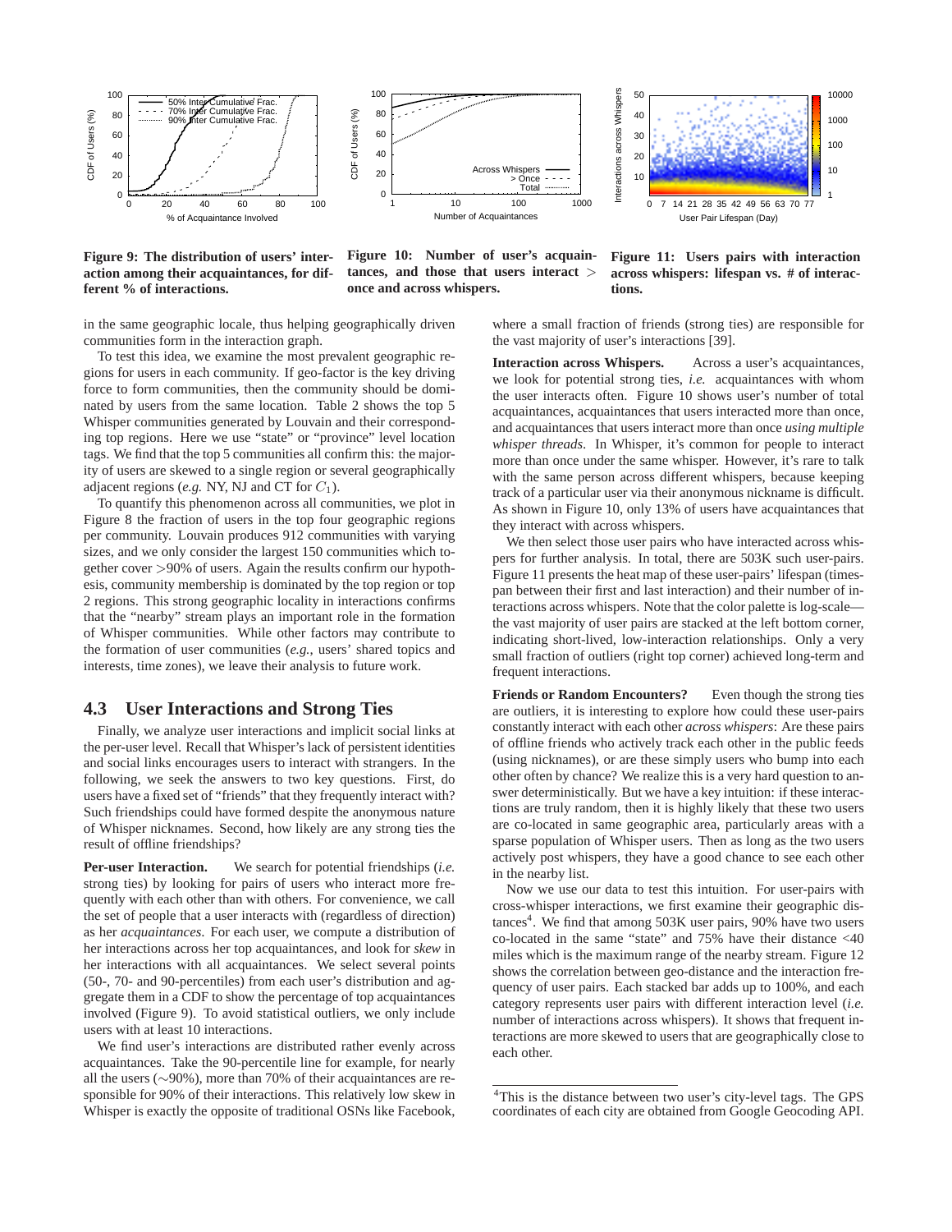100
80
60
40
20
0
CDF of Users (%)
0 20 40 60 80 100
% of Acquaintance Involved
50% Inter Cumulative Frac.
70% Inter Cumulative Frac.
90% Inter Cumulative Frac.

**Figure 9: The distribution of users' interaction among their acquaintances, for different % of interactions.**

100
80
60
40
20
0
CDF of Users (%)
1 10 100 1000
Number of Acquaintances
Across Whispers
> Once
Total

**Figure 10: Number of user's acquaintances, and those that users interact > once and across whispers.**

50
40
30
20
10
Interactions across Whispers
0 7 14 21 28 35 42 49 56 63 70 77
User Pair Lifespan (Day)
10000
1000
100
10
1

**Figure 11: Users pairs with interaction across whispers: lifespan vs. # of interactions.**

in the same geographic locale, thus helping geographically driven communities form in the interaction graph.

To test this idea, we examine the most prevalent geographic regions for users in each community. If geo-factor is the key driving force to form communities, then the community should be dominated by users from the same location. Table 2 shows the top 5 Whisper communities generated by Louvain and their corresponding top regions. Here we use "state" or "province" level location tags. We find that the top 5 communities all confirm this: the majority of users are skewed to a single region or several geographically adjacent regions (*e.g.* NY, NJ and CT for $C_1$).

To quantify this phenomenon across all communities, we plot in Figure 8 the fraction of users in the top four geographic regions per community. Louvain produces 912 communities with varying sizes, and we only consider the largest 150 communities which together cover >90% of users. Again the results confirm our hypothesis, community membership is dominated by the top region or top 2 regions. This strong geographic locality in interactions confirms that the "nearby" stream plays an important role in the formation of Whisper communities. While other factors may contribute to the formation of user communities (*e.g.*, users' shared topics and interests, time zones), we leave their analysis to future work.

## 4.3 User Interactions and Strong Ties

Finally, we analyze user interactions and implicit social links at the per-user level. Recall that Whisper's lack of persistent identities and social links encourages users to interact with strangers. In the following, we seek the answers to two key questions. First, do users have a fixed set of "friends" that they frequently interact with? Such friendships could have formed despite the anonymous nature of Whisper nicknames. Second, how likely are any strong ties the result of offline friendships?

**Per-user Interaction.** We search for potential friendships (*i.e.* strong ties) by looking for pairs of users who interact more frequently with each other than with others. For convenience, we call the set of people that a user interacts with (regardless of direction) as her *acquaintances*. For each user, we compute a distribution of her interactions across her top acquaintances, and look for *skew* in her interactions with all acquaintances. We select several points (50-, 70- and 90-percentiles) from each user's distribution and aggregate them in a CDF to show the percentage of top acquaintances involved (Figure 9). To avoid statistical outliers, we only include users with at least 10 interactions.

We find user's interactions are distributed rather evenly across acquaintances. Take the 90-percentile line for example, for nearly all the users (~90%), more than 70% of their acquaintances are responsible for 90% of their interactions. This relatively low skew in Whisper is exactly the opposite of traditional OSNs like Facebook, where a small fraction of friends (strong ties) are responsible for the vast majority of user's interactions [39].

**Interaction across Whispers.** Across a user's acquaintances, we look for potential strong ties, *i.e.* acquaintances with whom the user interacts often. Figure 10 shows user's number of total acquaintances, acquaintances that users interacted more than once, and acquaintances that users interact more than once *using multiple whisper threads*. In Whisper, it's common for people to interact more than once under the same whisper. However, it's rare to talk with the same person across different whispers, because keeping track of a particular user via their anonymous nickname is difficult. As shown in Figure 10, only 13% of users have acquaintances that they interact with across whispers.

We then select those user pairs who have interacted across whispers for further analysis. In total, there are 503K such user-pairs. Figure 11 presents the heat map of these user-pairs' lifespan (timespan between their first and last interaction) and their number of interactions across whispers. Note that the color palette is log-scale—the vast majority of user pairs are stacked at the left bottom corner, indicating short-lived, low-interaction relationships. Only a very small fraction of outliers (right top corner) achieved long-term and frequent interactions.

**Friends or Random Encounters?** Even though the strong ties are outliers, it is interesting to explore how could these user-pairs constantly interact with each other *across whispers*: Are these pairs of offline friends who actively track each other in the public feeds (using nicknames), or are these simply users who bump into each other often by chance? We realize this is a very hard question to answer deterministically. But we have a key intuition: if these interactions are truly random, then it is highly likely that these two users are co-located in same geographic area, particularly areas with a sparse population of Whisper users. Then as long as the two users actively post whispers, they have a good chance to see each other in the nearby list.

Now we use our data to test this intuition. For user-pairs with cross-whisper interactions, we first examine their geographic distances[4]. We find that among 503K user pairs, 90% have two users co-located in the same "state" and 75% have their distance <40 miles which is the maximum range of the nearby stream. Figure 12 shows the correlation between geo-distance and the interaction frequency of user pairs. Each stacked bar adds up to 100%, and each category represents user pairs with different interaction level (*i.e.* number of interactions across whispers). It shows that frequent interactions are more skewed to users that are geographically close to each other.

[4] This is the distance between two user's city-level tags. The GPS coordinates of each city are obtained from Google Geocoding API.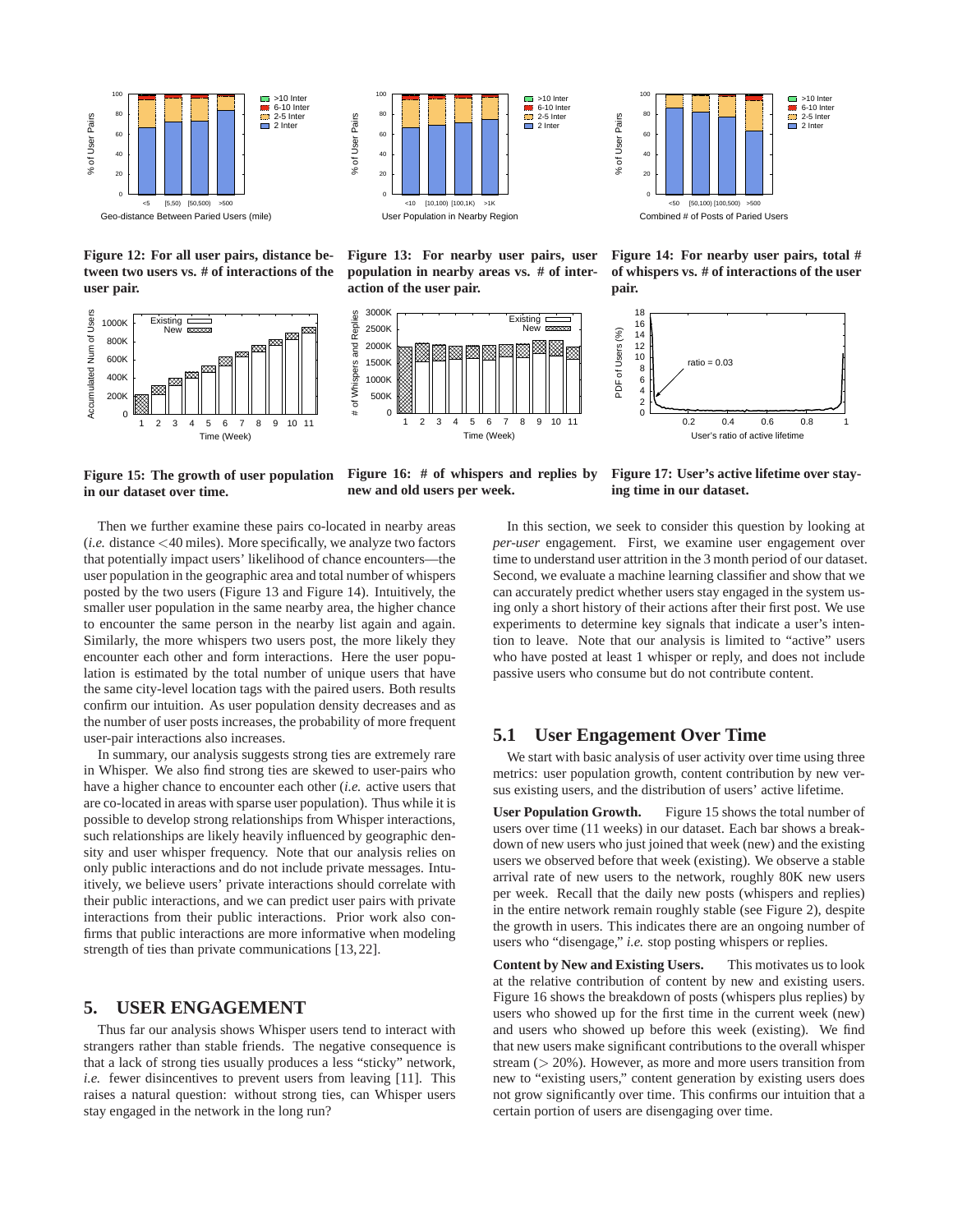100
80
60
40
20
0
% of User Pairs
<5 [5,50) [50,500) >500
Geo-distance Between Paried Users (mile)
>10 Inter
6-10 Inter
2-5 Inter
2 Inter

**Figure 12: For all user pairs, distance between two users vs. # of interactions of the user pair.**

100
80
60
40
20
0
% of User Pairs
<10 [10,100) [100,1K) >1K
User Population in Nearby Region
>10 Inter
6-10 Inter
2-5 Inter
2 Inter

**Figure 13: For nearby user pairs, user population in nearby areas vs. # of interaction of the user pair.**

100
80
60
40
20
0
% of User Pairs
<50 [50,100) [100,500) >500
Combined # of Posts of Paried Users
>10 Inter
6-10 Inter
2-5 Inter
2 Inter

**Figure 14: For nearby user pairs, total # of whispers vs. # of interactions of the user pair.**

1000K
800K
600K
400K
200K
0
Accumulated Num of Users
Existing
New
1 2 3 4 5 6 7 8 9 10 11
Time (Week)

**Figure 15: The growth of user population in our dataset over time.**

3000K
2500K
2000K
1500K
1000K
500K
0
# of Whispers and Replies
Existing
New
1 2 3 4 5 6 7 8 9 10 11
Time (Week)

**Figure 16: # of whispers and replies by new and old users per week.**

18
16
14
12
10
8
6
4
2
0
PDF of Users (%)
ratio = 0.03
0.2 0.4 0.6 0.8 1
User's ratio of active lifetime

**Figure 17: User's active lifetime over staying time in our dataset.**

Then we further examine these pairs co-located in nearby areas (*i.e.* distance <40 miles). More specifically, we analyze two factors that potentially impact users' likelihood of chance encounters—the user population in the geographic area and total number of whispers posted by the two users (Figure 13 and Figure 14). Intuitively, the smaller user population in the same nearby area, the higher chance to encounter the same person in the nearby list again and again. Similarly, the more whispers two users post, the more likely they encounter each other and form interactions. Here the user population is estimated by the total number of unique users that have the same city-level location tags with the paired users. Both results confirm our intuition. As user population density decreases and as the number of user posts increases, the probability of more frequent user-pair interactions also increases.

In summary, our analysis suggests strong ties are extremely rare in Whisper. We also find strong ties are skewed to user-pairs who have a higher chance to encounter each other (*i.e.* active users that are co-located in areas with sparse user population). Thus while it is possible to develop strong relationships from Whisper interactions, such relationships are likely heavily influenced by geographic density and user whisper frequency. Note that our analysis relies on only public interactions and do not include private messages. Intuitively, we believe users' private interactions should correlate with their public interactions, and we can predict user pairs with private interactions from their public interactions. Prior work also confirms that public interactions are more informative when modeling strength of ties than private communications [13, 22].

## 5. USER ENGAGEMENT

Thus far our analysis shows Whisper users tend to interact with strangers rather than stable friends. The negative consequence is that a lack of strong ties usually produces a less "sticky" network, *i.e.* fewer disincentives to prevent users from leaving [11]. This raises a natural question: without strong ties, can Whisper users stay engaged in the network in the long run?

In this section, we seek to consider this question by looking at *per-user* engagement. First, we examine user engagement over time to understand user attrition in the 3 month period of our dataset. Second, we evaluate a machine learning classifier and show that we can accurately predict whether users stay engaged in the system using only a short history of their actions after their first post. We use experiments to determine key signals that indicate a user's intention to leave. Note that our analysis is limited to "active" users who have posted at least 1 whisper or reply, and does not include passive users who consume but do not contribute content.

### 5.1 User Engagement Over Time

We start with basic analysis of user activity over time using three metrics: user population growth, content contribution by new versus existing users, and the distribution of users' active lifetime.

**User Population Growth.** Figure 15 shows the total number of users over time (11 weeks) in our dataset. Each bar shows a breakdown of new users who just joined that week (new) and the existing users we observed before that week (existing). We observe a stable arrival rate of new users to the network, roughly 80K new users per week. Recall that the daily new posts (whispers and replies) in the entire network remain roughly stable (see Figure 2), despite the growth in users. This indicates there are an ongoing number of users who "disengage," *i.e.* stop posting whispers or replies.

**Content by New and Existing Users.** This motivates us to look at the relative contribution of content by new and existing users. Figure 16 shows the breakdown of posts (whispers plus replies) by users who showed up for the first time in the current week (new) and users who showed up before this week (existing). We find that new users make significant contributions to the overall whisper stream (> 20%). However, as more and more users transition from new to "existing users," content generation by existing users does not grow significantly over time. This confirms our intuition that a certain portion of users are disengaging over time.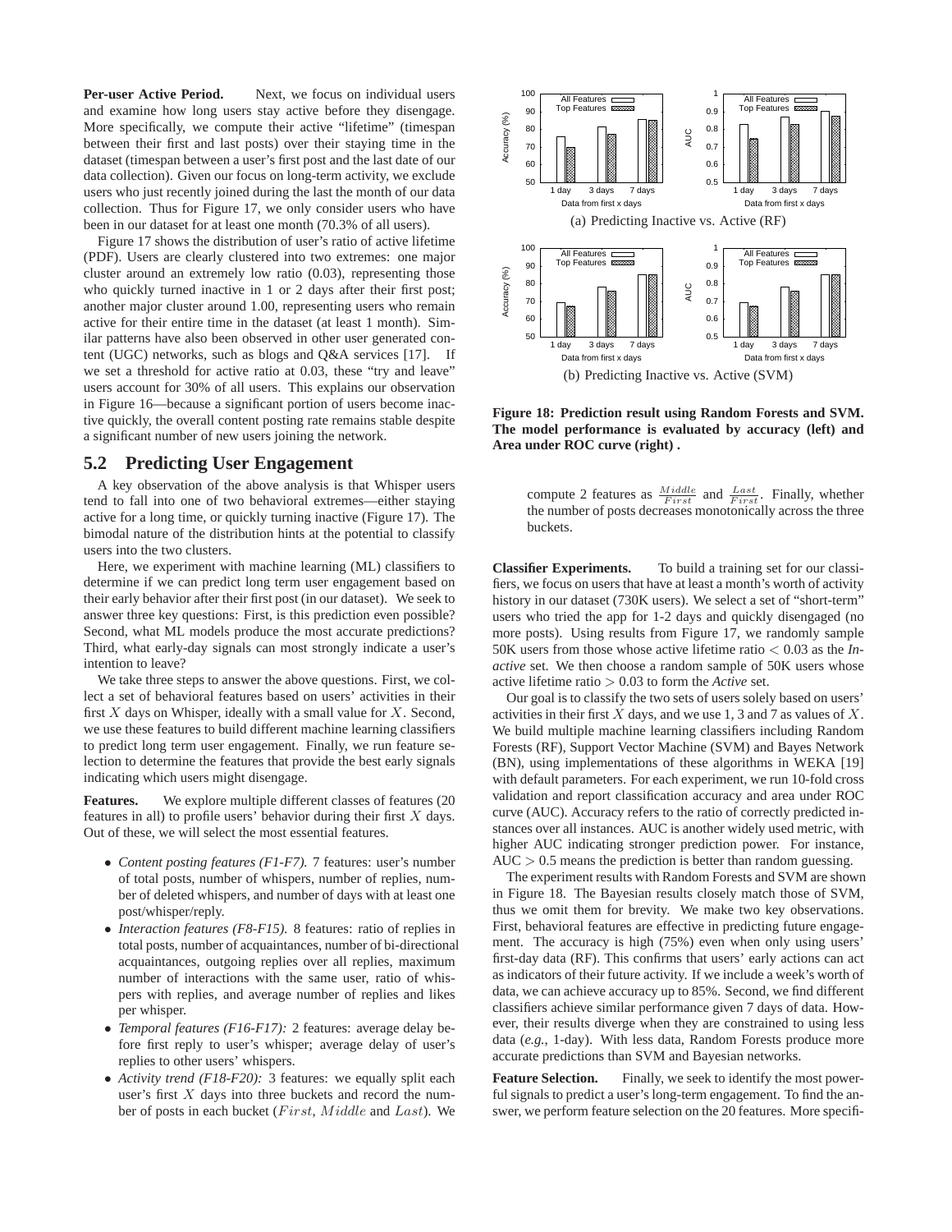**Per-user Active Period.** Next, we focus on individual users and examine how long users stay active before they disengage. More specifically, we compute their active "lifetime" (timespan between their first and last posts) over their staying time in the dataset (timespan between a user's first post and the last date of our data collection). Given our focus on long-term activity, we exclude users who just recently joined during the last the month of our data collection. Thus for Figure 17, we only consider users who have been in our dataset for at least one month (70.3% of all users).

Figure 17 shows the distribution of user's ratio of active lifetime (PDF). Users are clearly clustered into two extremes: one major cluster around an extremely low ratio (0.03), representing those who quickly turned inactive in 1 or 2 days after their first post; another major cluster around 1.00, representing users who remain active for their entire time in the dataset (at least 1 month). Similar patterns have also been observed in other user generated content (UGC) networks, such as blogs and Q&A services [17]. If we set a threshold for active ratio at 0.03, these "try and leave" users account for 30% of all users. This explains our observation in Figure 16—because a significant portion of users become inactive quickly, the overall content posting rate remains stable despite a significant number of new users joining the network.

## 5.2 Predicting User Engagement

A key observation of the above analysis is that Whisper users tend to fall into one of two behavioral extremes—either staying active for a long time, or quickly turning inactive (Figure 17). The bimodal nature of the distribution hints at the potential to classify users into the two clusters.

Here, we experiment with machine learning (ML) classifiers to determine if we can predict long term user engagement based on their early behavior after their first post (in our dataset). We seek to answer three key questions: First, is this prediction even possible? Second, what ML models produce the most accurate predictions? Third, what early-day signals can most strongly indicate a user's intention to leave?

We take three steps to answer the above questions. First, we collect a set of behavioral features based on users' activities in their first $X$ days on Whisper, ideally with a small value for $X$. Second, we use these features to build different machine learning classifiers to predict long term user engagement. Finally, we run feature selection to determine the features that provide the best early signals indicating which users might disengage.

**Features.** We explore multiple different classes of features (20 features in all) to profile users' behavior during their first $X$ days. Out of these, we will select the most essential features.

- *Content posting features (F1-F7).* 7 features: user's number of total posts, number of whispers, number of replies, number of deleted whispers, and number of days with at least one post/whisper/reply.
- *Interaction features (F8-F15).* 8 features: ratio of replies in total posts, number of acquaintances, number of bi-directional acquaintances, outgoing replies over all replies, maximum number of interactions with the same user, ratio of whispers with replies, and average number of replies and likes per whisper.
- *Temporal features (F16-F17):* 2 features: average delay before first reply to user's whisper; average delay of user's replies to other users' whispers.
- *Activity trend (F18-F20):* 3 features: we equally split each user's first $X$ days into three buckets and record the number of posts in each bucket ($First$, $Middle$ and $Last$). We compute 2 features as $\frac{Middle}{First}$ and $\frac{Last}{First}$. Finally, whether the number of posts decreases monotonically across the three buckets.

(a) Predicting Inactive vs. Active (RF)

(b) Predicting Inactive vs. Active (SVM)

**Figure 18: Prediction result using Random Forests and SVM. The model performance is evaluated by accuracy (left) and Area under ROC curve (right) .**

**Classifier Experiments.** To build a training set for our classifiers, we focus on users that have at least a month's worth of activity history in our dataset (730K users). We select a set of "short-term" users who tried the app for 1-2 days and quickly disengaged (no more posts). Using results from Figure 17, we randomly sample 50K users from those whose active lifetime ratio $< 0.03$ as the *Inactive* set. We then choose a random sample of 50K users whose active lifetime ratio $> 0.03$ to form the *Active* set.

Our goal is to classify the two sets of users solely based on users' activities in their first $X$ days, and we use 1, 3 and 7 as values of $X$. We build multiple machine learning classifiers including Random Forests (RF), Support Vector Machine (SVM) and Bayes Network (BN), using implementations of these algorithms in WEKA [19] with default parameters. For each experiment, we run 10-fold cross validation and report classification accuracy and area under ROC curve (AUC). Accuracy refers to the ratio of correctly predicted instances over all instances. AUC is another widely used metric, with higher AUC indicating stronger prediction power. For instance, AUC $> 0.5$ means the prediction is better than random guessing.

The experiment results with Random Forests and SVM are shown in Figure 18. The Bayesian results closely match those of SVM, thus we omit them for brevity. We make two key observations. First, behavioral features are effective in predicting future engagement. The accuracy is high (75%) even when only using users' first-day data (RF). This confirms that users' early actions can act as indicators of their future activity. If we include a week's worth of data, we can achieve accuracy up to 85%. Second, we find different classifiers achieve similar performance given 7 days of data. However, their results diverge when they are constrained to using less data (*e.g.*, 1-day). With less data, Random Forests produce more accurate predictions than SVM and Bayesian networks.

**Feature Selection.** Finally, we seek to identify the most powerful signals to predict a user's long-term engagement. To find the answer, we perform feature selection on the 20 features. More specifi-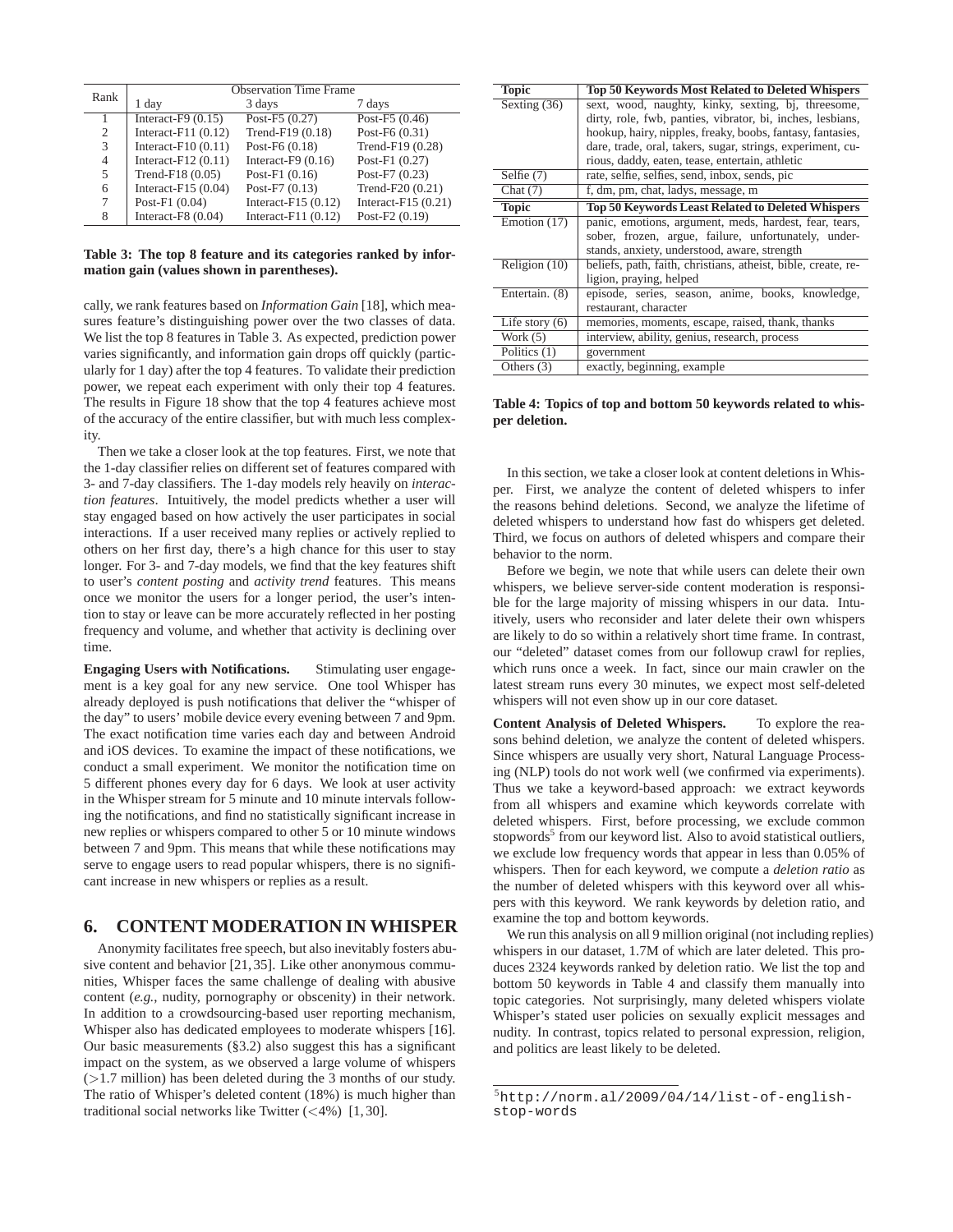| Rank | Observation Time Frame | | |
|---|---|---|---|
| | 1 day | 3 days | 7 days |
| 1 | Interact-F9 (0.15) | Post-F5 (0.27) | Post-F5 (0.46) |
| 2 | Interact-F11 (0.12) | Trend-F19 (0.18) | Post-F6 (0.31) |
| 3 | Interact-F10 (0.11) | Post-F6 (0.18) | Trend-F19 (0.28) |
| 4 | Interact-F12 (0.11) | Interact-F9 (0.16) | Post-F1 (0.27) |
| 5 | Trend-F18 (0.05) | Post-F1 (0.16) | Post-F7 (0.23) |
| 6 | Interact-F15 (0.04) | Post-F7 (0.13) | Trend-F20 (0.21) |
| 7 | Post-F1 (0.04) | Interact-F15 (0.12) | Interact-F15 (0.21) |
| 8 | Interact-F8 (0.04) | Interact-F11 (0.12) | Post-F2 (0.19) |

**Table 3: The top 8 feature and its categories ranked by information gain (values shown in parentheses).**

cally, we rank features based on *Information Gain* [18], which measures feature's distinguishing power over the two classes of data. We list the top 8 features in Table 3. As expected, prediction power varies significantly, and information gain drops off quickly (particularly for 1 day) after the top 4 features. To validate their prediction power, we repeat each experiment with only their top 4 features. The results in Figure 18 show that the top 4 features achieve most of the accuracy of the entire classifier, but with much less complexity.

Then we take a closer look at the top features. First, we note that the 1-day classifier relies on different set of features compared with 3- and 7-day classifiers. The 1-day models rely heavily on *interaction features*. Intuitively, the model predicts whether a user will stay engaged based on how actively the user participates in social interactions. If a user received many replies or actively replied to others on her first day, there's a high chance for this user to stay longer. For 3- and 7-day models, we find that the key features shift to user's *content posting* and *activity trend* features. This means once we monitor the users for a longer period, the user's intention to stay or leave can be more accurately reflected in her posting frequency and volume, and whether that activity is declining over time.

**Engaging Users with Notifications.** Stimulating user engagement is a key goal for any new service. One tool Whisper has already deployed is push notifications that deliver the "whisper of the day" to users' mobile device every evening between 7 and 9pm. The exact notification time varies each day and between Android and iOS devices. To examine the impact of these notifications, we conduct a small experiment. We monitor the notification time on 5 different phones every day for 6 days. We look at user activity in the Whisper stream for 5 minute and 10 minute intervals following the notifications, and find no statistically significant increase in new replies or whispers compared to other 5 or 10 minute windows between 7 and 9pm. This means that while these notifications may serve to engage users to read popular whispers, there is no significant increase in new whispers or replies as a result.

# 6. CONTENT MODERATION IN WHISPER

Anonymity facilitates free speech, but also inevitably fosters abusive content and behavior [21,35]. Like other anonymous communities, Whisper faces the same challenge of dealing with abusive content (*e.g.*, nudity, pornography or obscenity) in their network. In addition to a crowdsourcing-based user reporting mechanism, Whisper also has dedicated employees to moderate whispers [16]. Our basic measurements (§3.2) also suggest this has a significant impact on the system, as we observed a large volume of whispers (>1.7 million) has been deleted during the 3 months of our study. The ratio of Whisper's deleted content (18%) is much higher than traditional social networks like Twitter (<4%) [1,30].

| Topic | Top 50 Keywords Most Related to Deleted Whispers |
|---|---|
| Sexting (36) | sext, wood, naughty, kinky, sexting, bj, threesome, dirty, role, fwb, panties, vibrator, bi, inches, lesbians, hookup, hairy, nipples, freaky, boobs, fantasy, fantasies, dare, trade, oral, takers, sugar, strings, experiment, curious, daddy, eaten, tease, entertain, athletic |
| Selfie (7) | rate, selfie, selfies, send, inbox, sends, pic |
| Chat (7) | f, dm, pm, chat, ladys, message, m |
| **Topic** | **Top 50 Keywords Least Related to Deleted Whispers** |
| Emotion (17) | panic, emotions, argument, meds, hardest, fear, tears, sober, frozen, argue, failure, unfortunately, understands, anxiety, understood, aware, strength |
| Religion (10) | beliefs, path, faith, christians, atheist, bible, create, religion, praying, helped |
| Entertain. (8) | episode, series, season, anime, books, knowledge, restaurant, character |
| Life story (6) | memories, moments, escape, raised, thank, thanks |
| Work (5) | interview, ability, genius, research, process |
| Politics (1) | government |
| Others (3) | exactly, beginning, example |

**Table 4: Topics of top and bottom 50 keywords related to whisper deletion.**

In this section, we take a closer look at content deletions in Whisper. First, we analyze the content of deleted whispers to infer the reasons behind deletions. Second, we analyze the lifetime of deleted whispers to understand how fast do whispers get deleted. Third, we focus on authors of deleted whispers and compare their behavior to the norm.

Before we begin, we note that while users can delete their own whispers, we believe server-side content moderation is responsible for the large majority of missing whispers in our data. Intuitively, users who reconsider and later delete their own whispers are likely to do so within a relatively short time frame. In contrast, our "deleted" dataset comes from our followup crawl for replies, which runs once a week. In fact, since our main crawler on the latest stream runs every 30 minutes, we expect most self-deleted whispers will not even show up in our core dataset.

**Content Analysis of Deleted Whispers.** To explore the reasons behind deletion, we analyze the content of deleted whispers. Since whispers are usually very short, Natural Language Processing (NLP) tools do not work well (we confirmed via experiments). Thus we take a keyword-based approach: we extract keywords from all whispers and examine which keywords correlate with deleted whispers. First, before processing, we exclude common stopwords[5] from our keyword list. Also to avoid statistical outliers, we exclude low frequency words that appear in less than 0.05% of whispers. Then for each keyword, we compute a *deletion ratio* as the number of deleted whispers with this keyword over all whispers with this keyword. We rank keywords by deletion ratio, and examine the top and bottom keywords.

We run this analysis on all 9 million original (not including replies) whispers in our dataset, 1.7M of which are later deleted. This produces 2324 keywords ranked by deletion ratio. We list the top and bottom 50 keywords in Table 4 and classify them manually into topic categories. Not surprisingly, many deleted whispers violate Whisper's stated user policies on sexually explicit messages and nudity. In contrast, topics related to personal expression, religion, and politics are least likely to be deleted.

[5] `http://norm.al/2009/04/14/list-of-english-stop-words`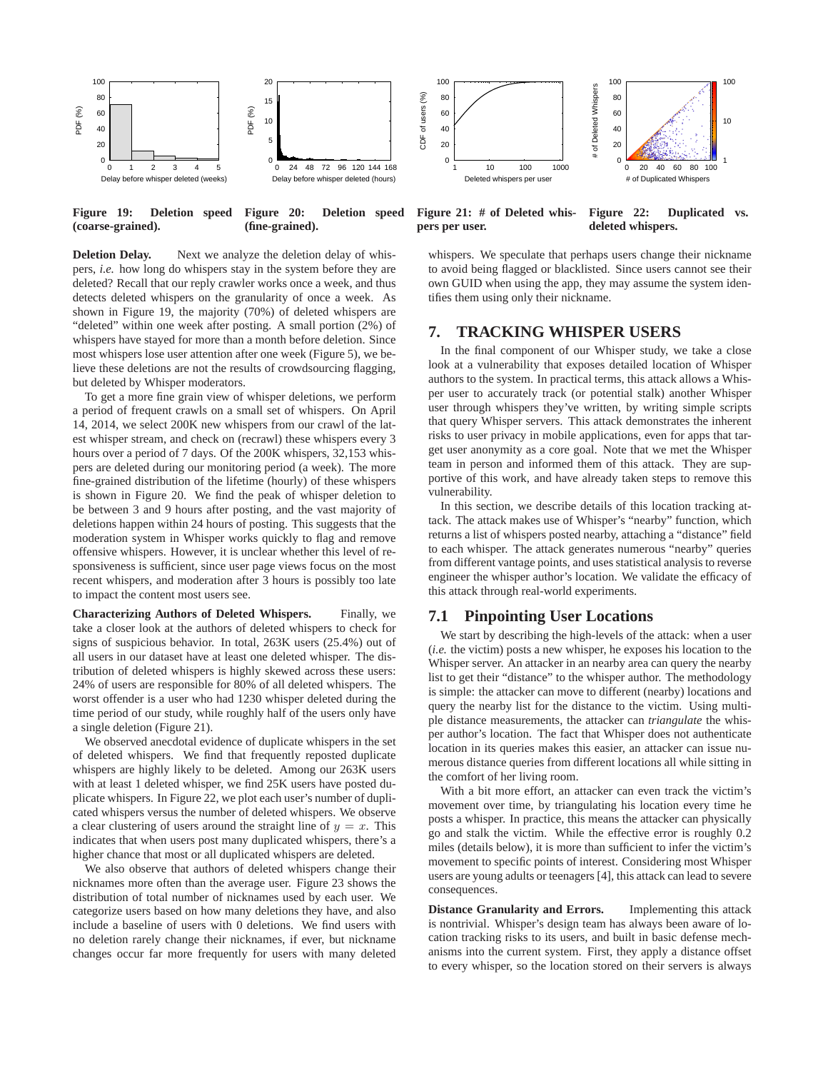Figure 19: Deletion speed (coarse-grained).

Figure 20: Deletion speed (fine-grained).

Figure 21: # of Deleted whispers per user.

Figure 22: Duplicated vs. deleted whispers.

**Deletion Delay.** Next we analyze the deletion delay of whispers, *i.e.* how long do whispers stay in the system before they are deleted? Recall that our reply crawler works once a week, and thus detects deleted whispers on the granularity of once a week. As shown in Figure 19, the majority (70%) of deleted whispers are "deleted" within one week after posting. A small portion (2%) of whispers have stayed for more than a month before deletion. Since most whispers lose user attention after one week (Figure 5), we believe these deletions are not the results of crowdsourcing flagging, but deleted by Whisper moderators.

To get a more fine grain view of whisper deletions, we perform a period of frequent crawls on a small set of whispers. On April 14, 2014, we select 200K new whispers from our crawl of the latest whisper stream, and check on (recrawl) these whispers every 3 hours over a period of 7 days. Of the 200K whispers, 32,153 whispers are deleted during our monitoring period (a week). The more fine-grained distribution of the lifetime (hourly) of these whispers is shown in Figure 20. We find the peak of whisper deletion to be between 3 and 9 hours after posting, and the vast majority of deletions happen within 24 hours of posting. This suggests that the moderation system in Whisper works quickly to flag and remove offensive whispers. However, it is unclear whether this level of responsiveness is sufficient, since user page views focus on the most recent whispers, and moderation after 3 hours is possibly too late to impact the content most users see.

**Characterizing Authors of Deleted Whispers.** Finally, we take a closer look at the authors of deleted whispers to check for signs of suspicious behavior. In total, 263K users (25.4%) out of all users in our dataset have at least one deleted whisper. The distribution of deleted whispers is highly skewed across these users: 24% of users are responsible for 80% of all deleted whispers. The worst offender is a user who had 1230 whisper deleted during the time period of our study, while roughly half of the users only have a single deletion (Figure 21).

We observed anecdotal evidence of duplicate whispers in the set of deleted whispers. We find that frequently reposted duplicate whispers are highly likely to be deleted. Among our 263K users with at least 1 deleted whisper, we find 25K users have posted duplicate whispers. In Figure 22, we plot each user's number of duplicated whispers versus the number of deleted whispers. We observe a clear clustering of users around the straight line of $y = x$. This indicates that when users post many duplicated whispers, there's a higher chance that most or all duplicated whispers are deleted.

We also observe that authors of deleted whispers change their nicknames more often than the average user. Figure 23 shows the distribution of total number of nicknames used by each user. We categorize users based on how many deletions they have, and also include a baseline of users with 0 deletions. We find users with no deletion rarely change their nicknames, if ever, but nickname changes occur far more frequently for users with many deleted whispers. We speculate that perhaps users change their nickname to avoid being flagged or blacklisted. Since users cannot see their own GUID when using the app, they may assume the system identifies them using only their nickname.

## 7. TRACKING WHISPER USERS

In the final component of our Whisper study, we take a close look at a vulnerability that exposes detailed location of Whisper authors to the system. In practical terms, this attack allows a Whisper user to accurately track (or potential stalk) another Whisper user through whispers they've written, by writing simple scripts that query Whisper servers. This attack demonstrates the inherent risks to user privacy in mobile applications, even for apps that target user anonymity as a core goal. Note that we met the Whisper team in person and informed them of this attack. They are supportive of this work, and have already taken steps to remove this vulnerability.

In this section, we describe details of this location tracking attack. The attack makes use of Whisper's "nearby" function, which returns a list of whispers posted nearby, attaching a "distance" field to each whisper. The attack generates numerous "nearby" queries from different vantage points, and uses statistical analysis to reverse engineer the whisper author's location. We validate the efficacy of this attack through real-world experiments.

### 7.1 Pinpointing User Locations

We start by describing the high-levels of the attack: when a user (*i.e.* the victim) posts a new whisper, he exposes his location to the Whisper server. An attacker in an nearby area can query the nearby list to get their "distance" to the whisper author. The methodology is simple: the attacker can move to different (nearby) locations and query the nearby list for the distance to the victim. Using multiple distance measurements, the attacker can *triangulate* the whisper author's location. The fact that Whisper does not authenticate location in its queries makes this easier, an attacker can issue numerous distance queries from different locations all while sitting in the comfort of her living room.

With a bit more effort, an attacker can even track the victim's movement over time, by triangulating his location every time he posts a whisper. In practice, this means the attacker can physically go and stalk the victim. While the effective error is roughly 0.2 miles (details below), it is more than sufficient to infer the victim's movement to specific points of interest. Considering most Whisper users are young adults or teenagers [4], this attack can lead to severe consequences.

**Distance Granularity and Errors.** Implementing this attack is nontrivial. Whisper's design team has always been aware of location tracking risks to its users, and built in basic defense mechanisms into the current system. First, they apply a distance offset to every whisper, so the location stored on their servers is always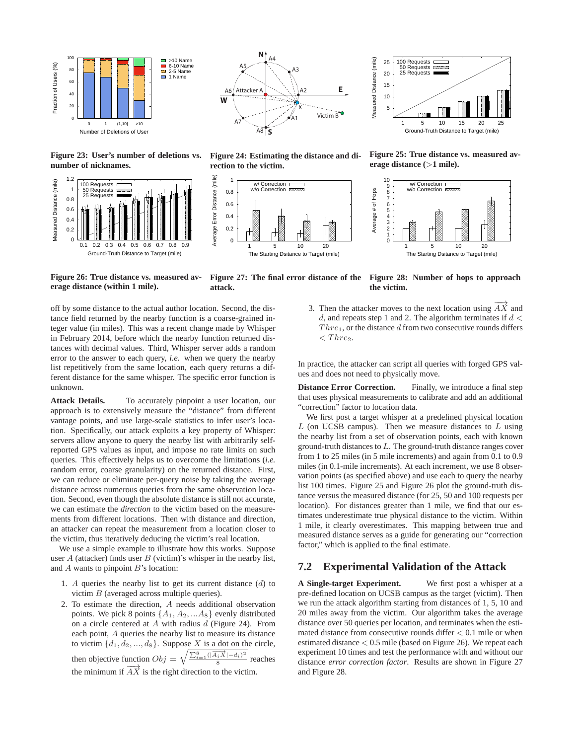Figure 23: User's number of deletions vs. number of nicknames.

Figure 24: Estimating the distance and direction to the victim.

Figure 25: True distance vs. measured average distance (>1 mile).

Figure 26: True distance vs. measured average distance (within 1 mile).

Figure 27: The final error distance of the attack.

Figure 28: Number of hops to approach the victim.

off by some distance to the actual author location. Second, the distance field returned by the nearby function is a coarse-grained integer value (in miles). This was a recent change made by Whisper in February 2014, before which the nearby function returned distances with decimal values. Third, Whisper server adds a random error to the answer to each query, *i.e.* when we query the nearby list repetitively from the same location, each query returns a different distance for the same whisper. The specific error function is unknown.

**Attack Details.** To accurately pinpoint a user location, our approach is to extensively measure the "distance" from different vantage points, and use large-scale statistics to infer user's location. Specifically, our attack exploits a key property of Whisper: servers allow anyone to query the nearby list with arbitrarily self-reported GPS values as input, and impose no rate limits on such queries. This effectively helps us to overcome the limitations (*i.e.* random error, coarse granularity) on the returned distance. First, we can reduce or eliminate per-query noise by taking the average distance across numerous queries from the same observation location. Second, even though the absolute distance is still not accurate, we can estimate the *direction* to the victim based on the measurements from different locations. Then with distance and direction, an attacker can repeat the measurement from a location closer to the victim, thus iteratively deducing the victim's real location.

We use a simple example to illustrate how this works. Suppose user $A$ (attacker) finds user $B$ (victim)'s whisper in the nearby list, and $A$ wants to pinpoint $B$'s location:

1. $A$ queries the nearby list to get its current distance ($d$) to victim $B$ (averaged across multiple queries).
2. To estimate the direction, $A$ needs additional observation points. We pick 8 points $\{A_1, A_2, ...A_8\}$ evenly distributed on a circle centered at $A$ with radius $d$ (Figure 24). From each point, $A$ queries the nearby list to measure its distance to victim $\{d_1, d_2, ..., d_8\}$. Suppose $X$ is a dot on the circle, then objective function $Obj = \sqrt{\frac{\sum_{i=1}^{8}(|\overrightarrow{A_i X}|-d_i)^2}{8}}$ reaches the minimum if $\overrightarrow{AX}$ is the right direction to the victim.
3. Then the attacker moves to the next location using $\overrightarrow{AX}$ and $d$, and repeats step 1 and 2. The algorithm terminates if $d < Thre_1$, or the distance $d$ from two consecutive rounds differs $< Thre_2$.

In practice, the attacker can script all queries with forged GPS values and does not need to physically move.

**Distance Error Correction.** Finally, we introduce a final step that uses physical measurements to calibrate and add an additional "correction" factor to location data.

We first post a target whisper at a predefined physical location $L$ (on UCSB campus). Then we measure distances to $L$ using the nearby list from a set of observation points, each with known ground-truth distances to $L$. The ground-truth distance ranges cover from 1 to 25 miles (in 5 mile increments) and again from 0.1 to 0.9 miles (in 0.1-mile increments). At each increment, we use 8 observation points (as specified above) and use each to query the nearby list 100 times. Figure 25 and Figure 26 plot the ground-truth distance versus the measured distance (for 25, 50 and 100 requests per location). For distances greater than 1 mile, we find that our estimates underestimate true physical distance to the victim. Within 1 mile, it clearly overestimates. This mapping between true and measured distance serves as a guide for generating our "correction factor," which is applied to the final estimate.

## 7.2 Experimental Validation of the Attack

**A Single-target Experiment.** We first post a whisper at a pre-defined location on UCSB campus as the target (victim). Then we run the attack algorithm starting from distances of 1, 5, 10 and 20 miles away from the victim. Our algorithm takes the average distance over 50 queries per location, and terminates when the estimated distance from consecutive rounds differ $<$ 0.1 mile or when estimated distance $<$ 0.5 mile (based on Figure 26). We repeat each experiment 10 times and test the performance with and without our distance *error correction factor*. Results are shown in Figure 27 and Figure 28.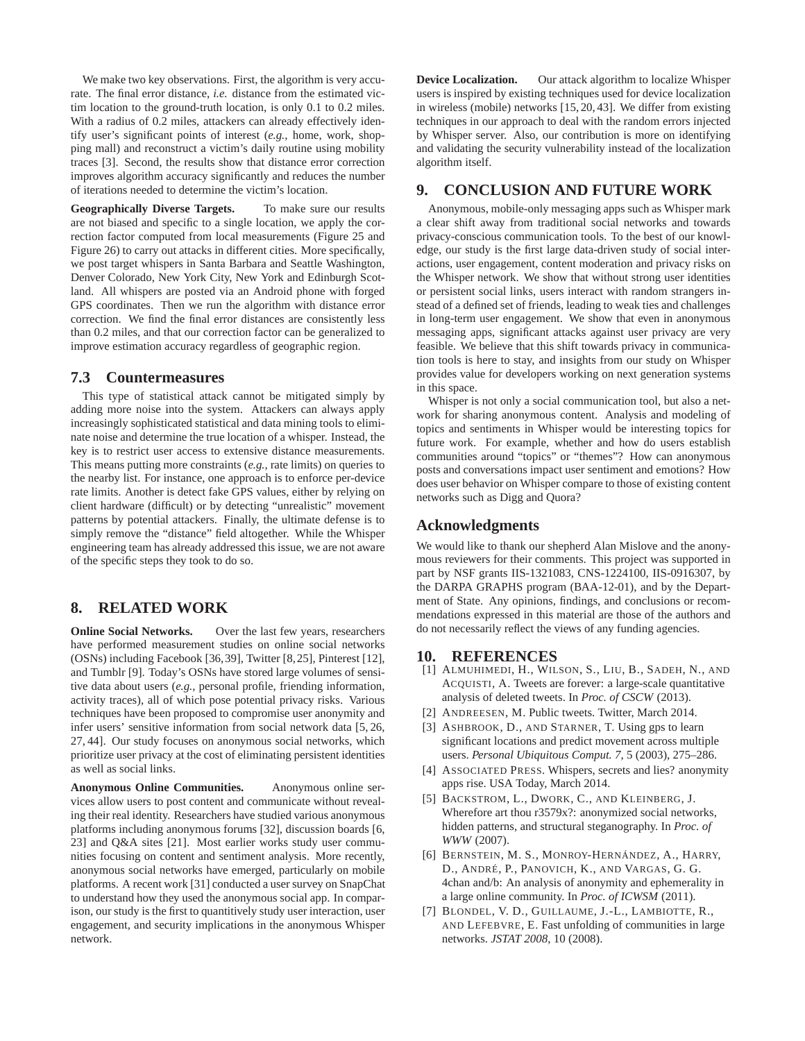We make two key observations. First, the algorithm is very accurate. The final error distance, *i.e.* distance from the estimated victim location to the ground-truth location, is only 0.1 to 0.2 miles. With a radius of 0.2 miles, attackers can already effectively identify user's significant points of interest (*e.g.*, home, work, shopping mall) and reconstruct a victim's daily routine using mobility traces [3]. Second, the results show that distance error correction improves algorithm accuracy significantly and reduces the number of iterations needed to determine the victim's location.

**Geographically Diverse Targets.** To make sure our results are not biased and specific to a single location, we apply the correction factor computed from local measurements (Figure 25 and Figure 26) to carry out attacks in different cities. More specifically, we post target whispers in Santa Barbara and Seattle Washington, Denver Colorado, New York City, New York and Edinburgh Scotland. All whispers are posted via an Android phone with forged GPS coordinates. Then we run the algorithm with distance error correction. We find the final error distances are consistently less than 0.2 miles, and that our correction factor can be generalized to improve estimation accuracy regardless of geographic region.

## 7.3 Countermeasures

This type of statistical attack cannot be mitigated simply by adding more noise into the system. Attackers can always apply increasingly sophisticated statistical and data mining tools to eliminate noise and determine the true location of a whisper. Instead, the key is to restrict user access to extensive distance measurements. This means putting more constraints (*e.g.*, rate limits) on queries to the nearby list. For instance, one approach is to enforce per-device rate limits. Another is detect fake GPS values, either by relying on client hardware (difficult) or by detecting "unrealistic" movement patterns by potential attackers. Finally, the ultimate defense is to simply remove the "distance" field altogether. While the Whisper engineering team has already addressed this issue, we are not aware of the specific steps they took to do so.

# 8. RELATED WORK

**Online Social Networks.** Over the last few years, researchers have performed measurement studies on online social networks (OSNs) including Facebook [36,39], Twitter [8,25], Pinterest [12], and Tumblr [9]. Today's OSNs have stored large volumes of sensitive data about users (*e.g.*, personal profile, friending information, activity traces), all of which pose potential privacy risks. Various techniques have been proposed to compromise user anonymity and infer users' sensitive information from social network data [5, 26, 27, 44]. Our study focuses on anonymous social networks, which prioritize user privacy at the cost of eliminating persistent identities as well as social links.

**Anonymous Online Communities.** Anonymous online services allow users to post content and communicate without revealing their real identity. Researchers have studied various anonymous platforms including anonymous forums [32], discussion boards [6, 23] and Q&A sites [21]. Most earlier works study user communities focusing on content and sentiment analysis. More recently, anonymous social networks have emerged, particularly on mobile platforms. A recent work [31] conducted a user survey on SnapChat to understand how they used the anonymous social app. In comparison, our study is the first to quantitively study user interaction, user engagement, and security implications in the anonymous Whisper network.

**Device Localization.** Our attack algorithm to localize Whisper users is inspired by existing techniques used for device localization in wireless (mobile) networks [15, 20, 43]. We differ from existing techniques in our approach to deal with the random errors injected by Whisper server. Also, our contribution is more on identifying and validating the security vulnerability instead of the localization algorithm itself.

# 9. CONCLUSION AND FUTURE WORK

Anonymous, mobile-only messaging apps such as Whisper mark a clear shift away from traditional social networks and towards privacy-conscious communication tools. To the best of our knowledge, our study is the first large data-driven study of social interactions, user engagement, content moderation and privacy risks on the Whisper network. We show that without strong user identities or persistent social links, users interact with random strangers instead of a defined set of friends, leading to weak ties and challenges in long-term user engagement. We show that even in anonymous messaging apps, significant attacks against user privacy are very feasible. We believe that this shift towards privacy in communication tools is here to stay, and insights from our study on Whisper provides value for developers working on next generation systems in this space.

Whisper is not only a social communication tool, but also a network for sharing anonymous content. Analysis and modeling of topics and sentiments in Whisper would be interesting topics for future work. For example, whether and how do users establish communities around "topics" or "themes"? How can anonymous posts and conversations impact user sentiment and emotions? How does user behavior on Whisper compare to those of existing content networks such as Digg and Quora?

## Acknowledgments

We would like to thank our shepherd Alan Mislove and the anonymous reviewers for their comments. This project was supported in part by NSF grants IIS-1321083, CNS-1224100, IIS-0916307, by the DARPA GRAPHS program (BAA-12-01), and by the Department of State. Any opinions, findings, and conclusions or recommendations expressed in this material are those of the authors and do not necessarily reflect the views of any funding agencies.

# 10. REFERENCES

[1] ALMUHIMEDI, H., WILSON, S., LIU, B., SADEH, N., AND ACQUISTI, A. Tweets are forever: a large-scale quantitative analysis of deleted tweets. In *Proc. of CSCW* (2013).

[2] ANDREESEN, M. Public tweets. Twitter, March 2014.

[3] ASHBROOK, D., AND STARNER, T. Using gps to learn significant locations and predict movement across multiple users. *Personal Ubiquitous Comput. 7*, 5 (2003), 275–286.

[4] ASSOCIATED PRESS. Whispers, secrets and lies? anonymity apps rise. USA Today, March 2014.

[5] BACKSTROM, L., DWORK, C., AND KLEINBERG, J. Wherefore art thou r3579x?: anonymized social networks, hidden patterns, and structural steganography. In *Proc. of WWW* (2007).

[6] BERNSTEIN, M. S., MONROY-HERNÁNDEZ, A., HARRY, D., ANDRÉ, P., PANOVICH, K., AND VARGAS, G. G. 4chan and/b: An analysis of anonymity and ephemerality in a large online community. In *Proc. of ICWSM* (2011).

[7] BLONDEL, V. D., GUILLAUME, J.-L., LAMBIOTTE, R., AND LEFEBVRE, E. Fast unfolding of communities in large networks. *JSTAT 2008*, 10 (2008).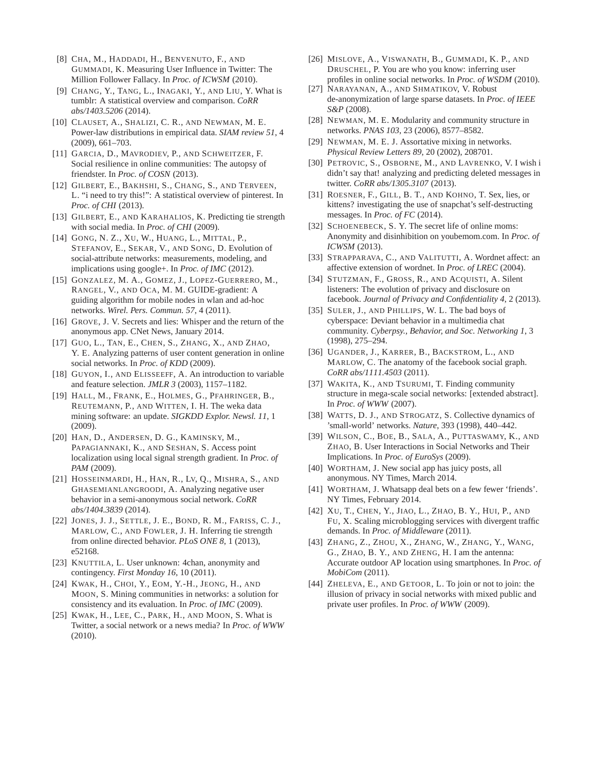[8] CHA, M., HADDADI, H., BENVENUTO, F., AND GUMMADI, K. Measuring User Influence in Twitter: The Million Follower Fallacy. In *Proc. of ICWSM* (2010).

[9] CHANG, Y., TANG, L., INAGAKI, Y., AND LIU, Y. What is tumblr: A statistical overview and comparison. *CoRR abs/1403.5206* (2014).

[10] CLAUSET, A., SHALIZI, C. R., AND NEWMAN, M. E. Power-law distributions in empirical data. *SIAM review 51*, 4 (2009), 661–703.

[11] GARCIA, D., MAVRODIEV, P., AND SCHWEITZER, F. Social resilience in online communities: The autopsy of friendster. In *Proc. of COSN* (2013).

[12] GILBERT, E., BAKHSHI, S., CHANG, S., AND TERVEEN, L. "i need to try this!": A statistical overview of pinterest. In *Proc. of CHI* (2013).

[13] GILBERT, E., AND KARAHALIOS, K. Predicting tie strength with social media. In *Proc. of CHI* (2009).

[14] GONG, N. Z., XU, W., HUANG, L., MITTAL, P., STEFANOV, E., SEKAR, V., AND SONG, D. Evolution of social-attribute networks: measurements, modeling, and implications using google+. In *Proc. of IMC* (2012).

[15] GONZALEZ, M. A., GOMEZ, J., LOPEZ-GUERRERO, M., RANGEL, V., AND OCA, M. M. GUIDE-gradient: A guiding algorithm for mobile nodes in wlan and ad-hoc networks. *Wirel. Pers. Commun. 57*, 4 (2011).

[16] GROVE, J. V. Secrets and lies: Whisper and the return of the anonymous app. CNet News, January 2014.

[17] GUO, L., TAN, E., CHEN, S., ZHANG, X., AND ZHAO, Y. E. Analyzing patterns of user content generation in online social networks. In *Proc. of KDD* (2009).

[18] GUYON, I., AND ELISSEEFF, A. An introduction to variable and feature selection. *JMLR 3* (2003), 1157–1182.

[19] HALL, M., FRANK, E., HOLMES, G., PFAHRINGER, B., REUTEMANN, P., AND WITTEN, I. H. The weka data mining software: an update. *SIGKDD Explor. Newsl. 11*, 1 (2009).

[20] HAN, D., ANDERSEN, D. G., KAMINSKY, M., PAPAGIANNAKI, K., AND SESHAN, S. Access point localization using local signal strength gradient. In *Proc. of PAM* (2009).

[21] HOSSEINMARDI, H., HAN, R., LV, Q., MISHRA, S., AND GHASEMIANLANGROODI, A. Analyzing negative user behavior in a semi-anonymous social network. *CoRR abs/1404.3839* (2014).

[22] JONES, J. J., SETTLE, J. E., BOND, R. M., FARISS, C. J., MARLOW, C., AND FOWLER, J. H. Inferring tie strength from online directed behavior. *PLoS ONE 8*, 1 (2013), e52168.

[23] KNUTTILA, L. User unknown: 4chan, anonymity and contingency. *First Monday 16*, 10 (2011).

[24] KWAK, H., CHOI, Y., EOM, Y.-H., JEONG, H., AND MOON, S. Mining communities in networks: a solution for consistency and its evaluation. In *Proc. of IMC* (2009).

[25] KWAK, H., LEE, C., PARK, H., AND MOON, S. What is Twitter, a social network or a news media? In *Proc. of WWW* (2010).

[26] MISLOVE, A., VISWANATH, B., GUMMADI, K. P., AND DRUSCHEL, P. You are who you know: inferring user profiles in online social networks. In *Proc. of WSDM* (2010).

[27] NARAYANAN, A., AND SHMATIKOV, V. Robust de-anonymization of large sparse datasets. In *Proc. of IEEE S&P* (2008).

[28] NEWMAN, M. E. Modularity and community structure in networks. *PNAS 103*, 23 (2006), 8577–8582.

[29] NEWMAN, M. E. J. Assortative mixing in networks. *Physical Review Letters 89*, 20 (2002), 208701.

[30] PETROVIC, S., OSBORNE, M., AND LAVRENKO, V. I wish i didn't say that! analyzing and predicting deleted messages in twitter. *CoRR abs/1305.3107* (2013).

[31] ROESNER, F., GILL, B. T., AND KOHNO, T. Sex, lies, or kittens? investigating the use of snapchat's self-destructing messages. In *Proc. of FC* (2014).

[32] SCHOENEBECK, S. Y. The secret life of online moms: Anonymity and disinhibition on youbemom.com. In *Proc. of ICWSM* (2013).

[33] STRAPPARAVA, C., AND VALITUTTI, A. Wordnet affect: an affective extension of wordnet. In *Proc. of LREC* (2004).

[34] STUTZMAN, F., GROSS, R., AND ACQUISTI, A. Silent listeners: The evolution of privacy and disclosure on facebook. *Journal of Privacy and Confidentiality 4*, 2 (2013).

[35] SULER, J., AND PHILLIPS, W. L. The bad boys of cyberspace: Deviant behavior in a multimedia chat community. *Cyberpsy., Behavior, and Soc. Networking 1*, 3 (1998), 275–294.

[36] UGANDER, J., KARRER, B., BACKSTROM, L., AND MARLOW, C. The anatomy of the facebook social graph. *CoRR abs/1111.4503* (2011).

[37] WAKITA, K., AND TSURUMI, T. Finding community structure in mega-scale social networks: [extended abstract]. In *Proc. of WWW* (2007).

[38] WATTS, D. J., AND STROGATZ, S. Collective dynamics of 'small-world' networks. *Nature*, 393 (1998), 440–442.

[39] WILSON, C., BOE, B., SALA, A., PUTTASWAMY, K., AND ZHAO, B. User Interactions in Social Networks and Their Implications. In *Proc. of EuroSys* (2009).

[40] WORTHAM, J. New social app has juicy posts, all anonymous. NY Times, March 2014.

[41] WORTHAM, J. Whatsapp deal bets on a few fewer 'friends'. NY Times, February 2014.

[42] XU, T., CHEN, Y., JIAO, L., ZHAO, B. Y., HUI, P., AND FU, X. Scaling microblogging services with divergent traffic demands. In *Proc. of Middleware* (2011).

[43] ZHANG, Z., ZHOU, X., ZHANG, W., ZHANG, Y., WANG, G., ZHAO, B. Y., AND ZHENG, H. I am the antenna: Accurate outdoor AP location using smartphones. In *Proc. of MobiCom* (2011).

[44] ZHELEVA, E., AND GETOOR, L. To join or not to join: the illusion of privacy in social networks with mixed public and private user profiles. In *Proc. of WWW* (2009).